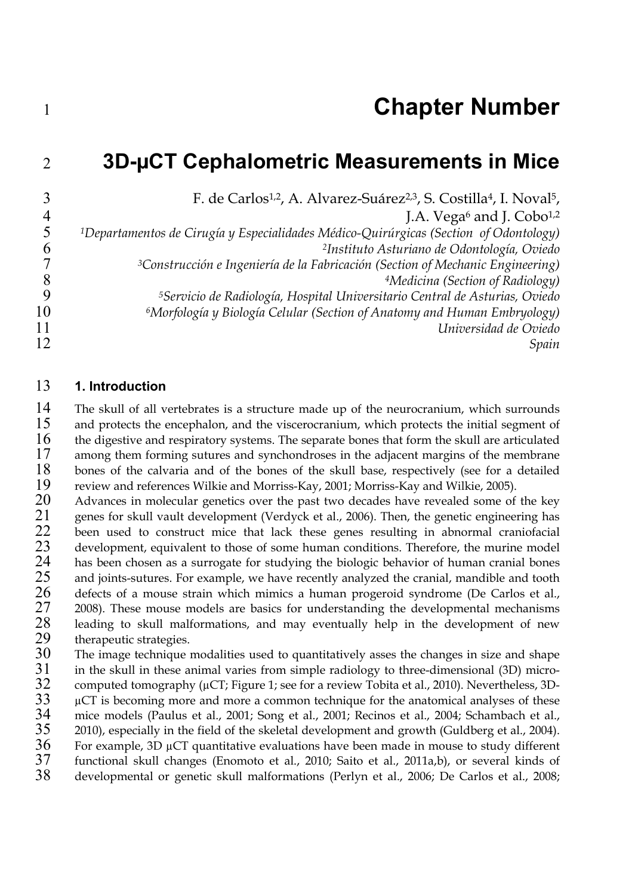# Chapter Number

## 3D-μCT Cephalometric Measurements in Mice

F. de Carlos[1,2], A. Alvarez-Suárez[2,3], S. Costilla[4], I. Noval[5], J.A. Vega[6] and J. Cobo[1,2]

[1]*Departamentos de Cirugía y Especialidades Médico-Quirúrgicas (Section of Odontology)*
[2]*Instituto Asturiano de Odontología, Oviedo*
[3]*Construcción e Ingeniería de la Fabricación (Section of Mechanic Engineering)*
[4]*Medicina (Section of Radiology)*
[5]*Servicio de Radiología, Hospital Universitario Central de Asturias, Oviedo*
[6]*Morfología y Biología Celular (Section of Anatomy and Human Embryology)*
*Universidad de Oviedo*
*Spain*

### 1. Introduction

The skull of all vertebrates is a structure made up of the neurocranium, which surrounds and protects the encephalon, and the viscerocranium, which protects the initial segment of the digestive and respiratory systems. The separate bones that form the skull are articulated among them forming sutures and synchondroses in the adjacent margins of the membrane bones of the calvaria and of the bones of the skull base, respectively (see for a detailed review and references Wilkie and Morriss-Kay, 2001; Morriss-Kay and Wilkie, 2005).

Advances in molecular genetics over the past two decades have revealed some of the key genes for skull vault development (Verdyck et al., 2006). Then, the genetic engineering has been used to construct mice that lack these genes resulting in abnormal craniofacial development, equivalent to those of some human conditions. Therefore, the murine model has been chosen as a surrogate for studying the biologic behavior of human cranial bones and joints-sutures. For example, we have recently analyzed the cranial, mandible and tooth defects of a mouse strain which mimics a human progeroid syndrome (De Carlos et al., 2008). These mouse models are basics for understanding the developmental mechanisms leading to skull malformations, and may eventually help in the development of new therapeutic strategies.

The image technique modalities used to quantitatively asses the changes in size and shape in the skull in these animal varies from simple radiology to three-dimensional (3D) micro-computed tomography (μCT; Figure 1; see for a review Tobita et al., 2010). Nevertheless, 3D-μCT is becoming more and more a common technique for the anatomical analyses of these mice models (Paulus et al., 2001; Song et al., 2001; Recinos et al., 2004; Schambach et al., 2010), especially in the field of the skeletal development and growth (Guldberg et al., 2004). For example, 3D μCT quantitative evaluations have been made in mouse to study different functional skull changes (Enomoto et al., 2010; Saito et al., 2011a,b), or several kinds of developmental or genetic skull malformations (Perlyn et al., 2006; De Carlos et al., 2008;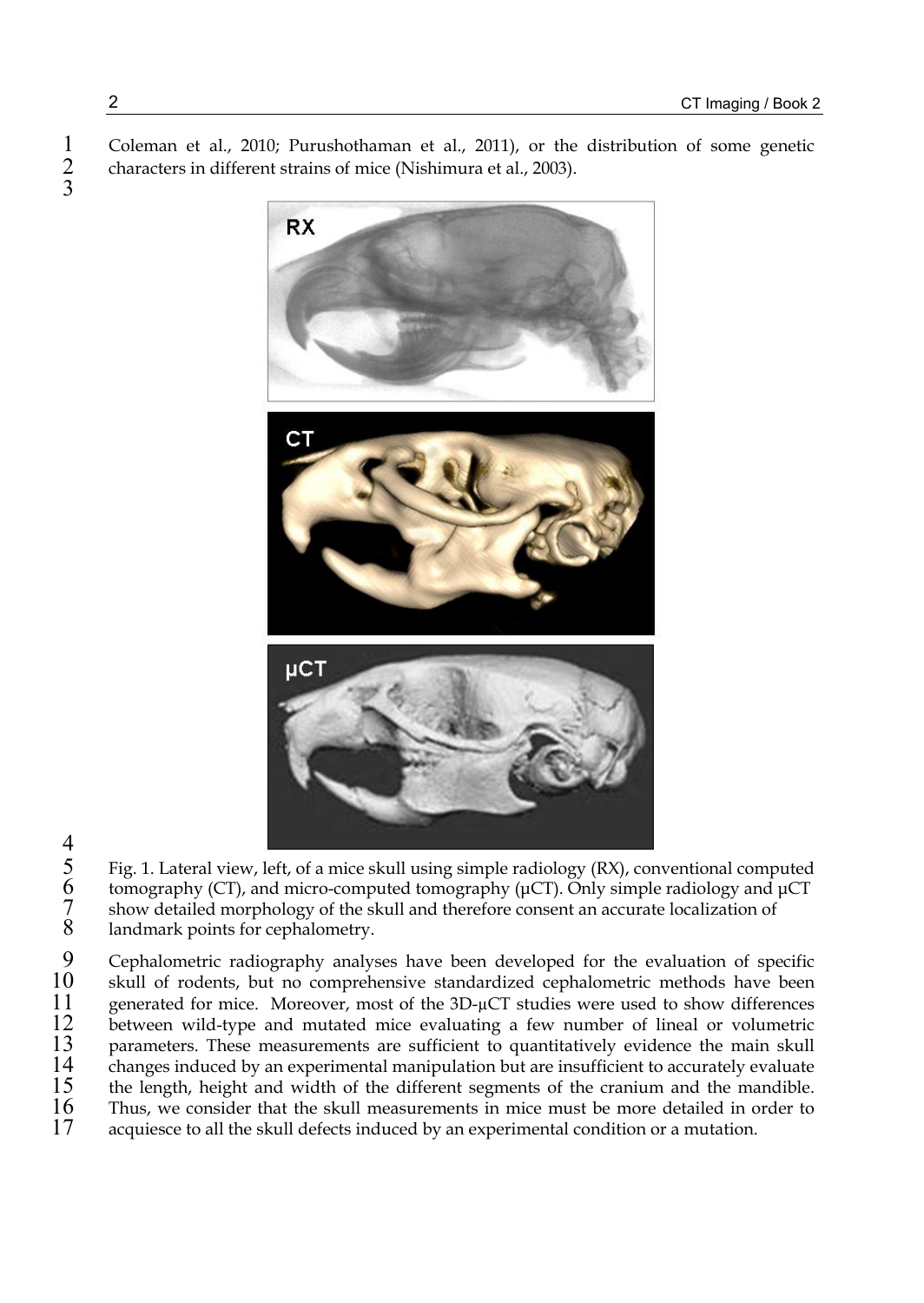Coleman et al., 2010; Purushothaman et al., 2011), or the distribution of some genetic characters in different strains of mice (Nishimura et al., 2003).

RX

CT

μCT

Fig. 1. Lateral view, left, of a mice skull using simple radiology (RX), conventional computed tomography (CT), and micro-computed tomography (μCT). Only simple radiology and μCT show detailed morphology of the skull and therefore consent an accurate localization of landmark points for cephalometry.

Cephalometric radiography analyses have been developed for the evaluation of specific skull of rodents, but no comprehensive standardized cephalometric methods have been generated for mice. Moreover, most of the 3D-μCT studies were used to show differences between wild-type and mutated mice evaluating a few number of lineal or volumetric parameters. These measurements are sufficient to quantitatively evidence the main skull changes induced by an experimental manipulation but are insufficient to accurately evaluate the length, height and width of the different segments of the cranium and the mandible. Thus, we consider that the skull measurements in mice must be more detailed in order to acquiesce to all the skull defects induced by an experimental condition or a mutation.